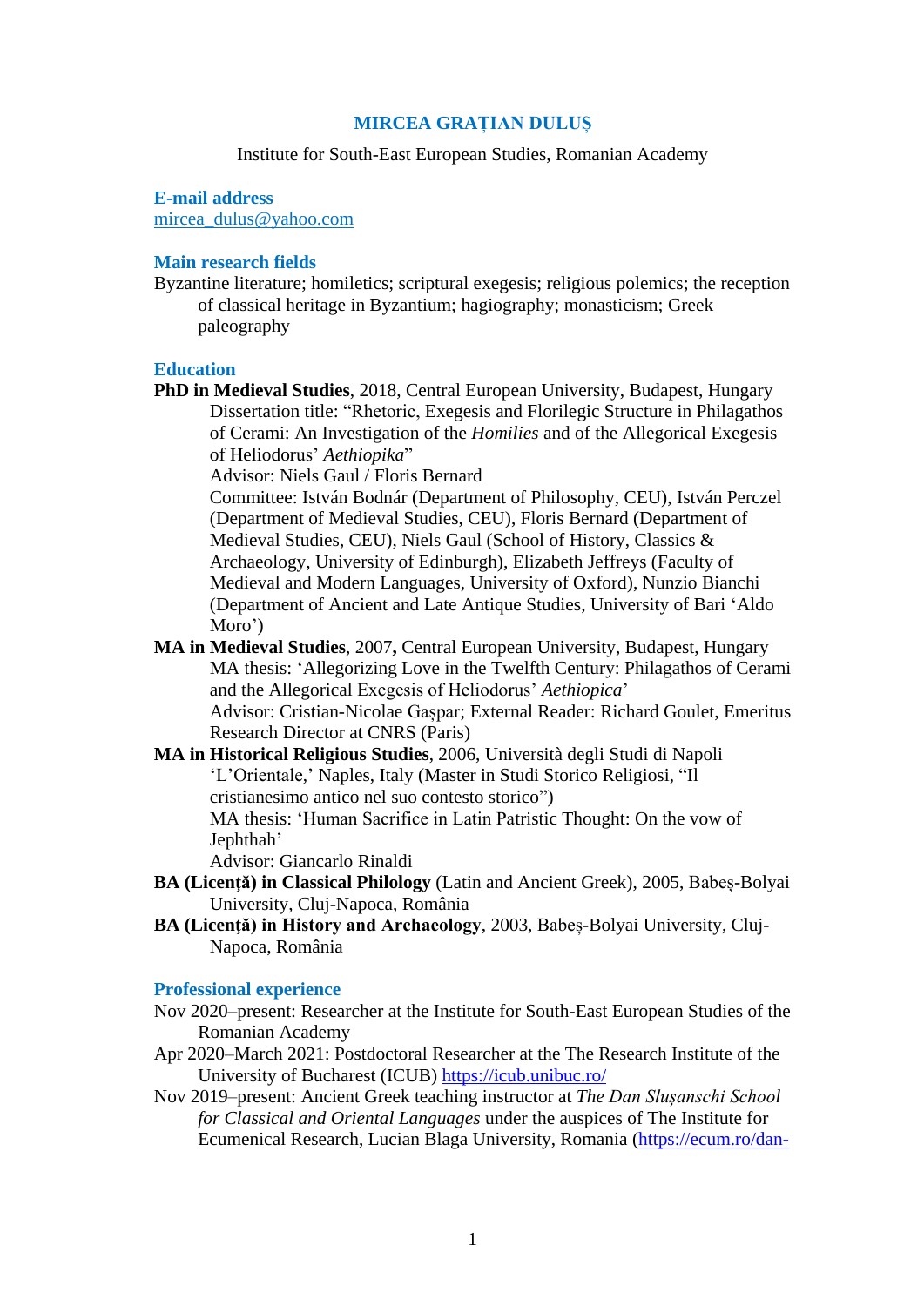# MIRCEA GRAȚIAN DULUȘ

Institute for South-East European Studies, Romanian Academy

## E-mail address

mircea_dulus@yahoo.com

## Main research fields

Byzantine literature; homiletics; scriptural exegesis; religious polemics; the reception of classical heritage in Byzantium; hagiography; monasticism; Greek paleography

## Education

**PhD in Medieval Studies**, 2018, Central European University, Budapest, Hungary
Dissertation title: "Rhetoric, Exegesis and Florilegic Structure in Philagathos of Cerami: An Investigation of the *Homilies* and of the Allegorical Exegesis of Heliodorus' *Aethiopika*"
Advisor: Niels Gaul / Floris Bernard
Committee: István Bodnár (Department of Philosophy, CEU), István Perczel (Department of Medieval Studies, CEU), Floris Bernard (Department of Medieval Studies, CEU), Niels Gaul (School of History, Classics & Archaeology, University of Edinburgh), Elizabeth Jeffreys (Faculty of Medieval and Modern Languages, University of Oxford), Nunzio Bianchi (Department of Ancient and Late Antique Studies, University of Bari 'Aldo Moro')

**MA in Medieval Studies**, 2007**,** Central European University, Budapest, Hungary
MA thesis: 'Allegorizing Love in the Twelfth Century: Philagathos of Cerami and the Allegorical Exegesis of Heliodorus' *Aethiopica*'
Advisor: Cristian-Nicolae Gașpar; External Reader: Richard Goulet, Emeritus Research Director at CNRS (Paris)

**MA in Historical Religious Studies**, 2006, Università degli Studi di Napoli 'L'Orientale,' Naples, Italy (Master in Studi Storico Religiosi, "Il cristianesimo antico nel suo contesto storico")
MA thesis: 'Human Sacrifice in Latin Patristic Thought: On the vow of Jephthah'
Advisor: Giancarlo Rinaldi

**BA (Licență) in Classical Philology** (Latin and Ancient Greek), 2005, Babeș-Bolyai University, Cluj-Napoca, România

**BA (Licență) in History and Archaeology**, 2003, Babeș-Bolyai University, Cluj-Napoca, România

## Professional experience

Nov 2020–present: Researcher at the Institute for South-East European Studies of the Romanian Academy

Apr 2020–March 2021: Postdoctoral Researcher at the The Research Institute of the University of Bucharest (ICUB) https://icub.unibuc.ro/

Nov 2019–present: Ancient Greek teaching instructor at *The Dan Slușanschi School for Classical and Oriental Languages* under the auspices of The Institute for Ecumenical Research, Lucian Blaga University, Romania (https://ecum.ro/dan-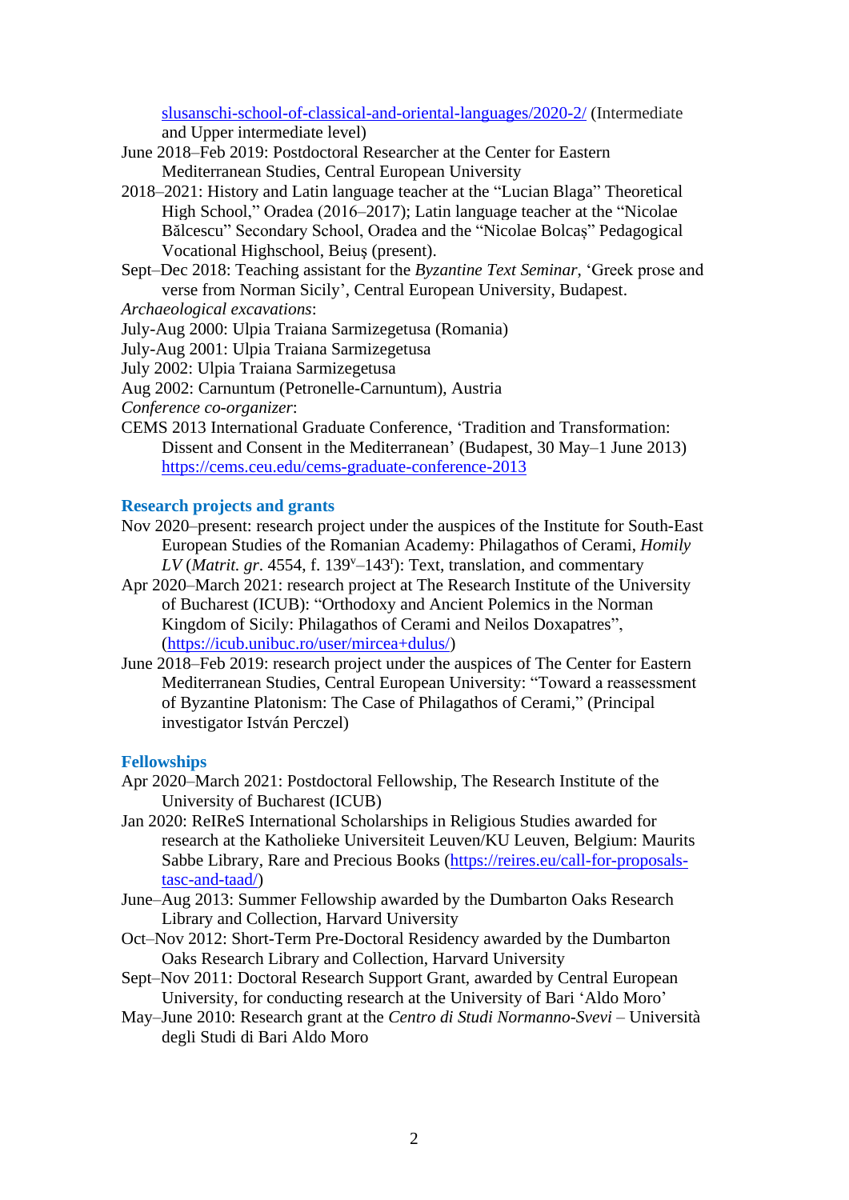slusanschi-school-of-classical-and-oriental-languages/2020-2/ (Intermediate and Upper intermediate level)

June 2018–Feb 2019: Postdoctoral Researcher at the Center for Eastern Mediterranean Studies, Central European University

2018–2021: History and Latin language teacher at the "Lucian Blaga" Theoretical High School," Oradea (2016–2017); Latin language teacher at the "Nicolae Bălcescu" Secondary School, Oradea and the "Nicolae Bolcaş" Pedagogical Vocational Highschool, Beiuş (present).

Sept–Dec 2018: Teaching assistant for the *Byzantine Text Seminar*, 'Greek prose and verse from Norman Sicily', Central European University, Budapest.

*Archaeological excavations*:

July-Aug 2000: Ulpia Traiana Sarmizegetusa (Romania)

July-Aug 2001: Ulpia Traiana Sarmizegetusa

July 2002: Ulpia Traiana Sarmizegetusa

Aug 2002: Carnuntum (Petronelle-Carnuntum), Austria

*Conference co-organizer*:

CEMS 2013 International Graduate Conference, 'Tradition and Transformation: Dissent and Consent in the Mediterranean' (Budapest, 30 May–1 June 2013) https://cems.ceu.edu/cems-graduate-conference-2013

## Research projects and grants

Nov 2020–present: research project under the auspices of the Institute for South-East European Studies of the Romanian Academy: Philagathos of Cerami, *Homily LV* (*Matrit. gr.* 4554, f. 139$^{v}$–143$^{r}$): Text, translation, and commentary

Apr 2020–March 2021: research project at The Research Institute of the University of Bucharest (ICUB): "Orthodoxy and Ancient Polemics in the Norman Kingdom of Sicily: Philagathos of Cerami and Neilos Doxapatres", (https://icub.unibuc.ro/user/mircea+dulus/)

June 2018–Feb 2019: research project under the auspices of The Center for Eastern Mediterranean Studies, Central European University: "Toward a reassessment of Byzantine Platonism: The Case of Philagathos of Cerami," (Principal investigator István Perczel)

## Fellowships

Apr 2020–March 2021: Postdoctoral Fellowship, The Research Institute of the University of Bucharest (ICUB)

Jan 2020: ReIReS International Scholarships in Religious Studies awarded for research at the Katholieke Universiteit Leuven/KU Leuven, Belgium: Maurits Sabbe Library, Rare and Precious Books (https://reires.eu/call-for-proposals-tasc-and-taad/)

June–Aug 2013: Summer Fellowship awarded by the Dumbarton Oaks Research Library and Collection, Harvard University

Oct–Nov 2012: Short-Term Pre-Doctoral Residency awarded by the Dumbarton Oaks Research Library and Collection, Harvard University

Sept–Nov 2011: Doctoral Research Support Grant, awarded by Central European University, for conducting research at the University of Bari 'Aldo Moro'

May–June 2010: Research grant at the *Centro di Studi Normanno-Svevi* – Università degli Studi di Bari Aldo Moro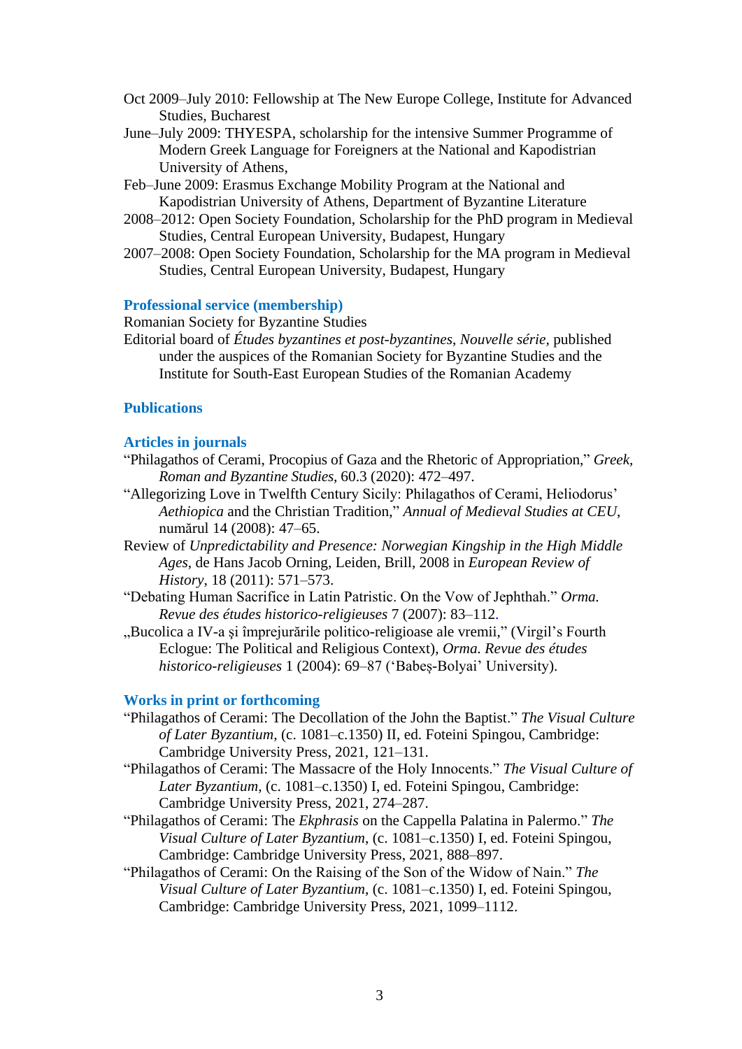Oct 2009–July 2010: Fellowship at The New Europe College, Institute for Advanced Studies, Bucharest

June–July 2009: THYESPA, scholarship for the intensive Summer Programme of Modern Greek Language for Foreigners at the National and Kapodistrian University of Athens,

Feb–June 2009: Erasmus Exchange Mobility Program at the National and Kapodistrian University of Athens, Department of Byzantine Literature

2008–2012: Open Society Foundation, Scholarship for the PhD program in Medieval Studies, Central European University, Budapest, Hungary

2007–2008: Open Society Foundation, Scholarship for the MA program in Medieval Studies, Central European University, Budapest, Hungary

### Professional service (membership)

Romanian Society for Byzantine Studies

Editorial board of *Études byzantines et post-byzantines*, *Nouvelle série*, published under the auspices of the Romanian Society for Byzantine Studies and the Institute for South-East European Studies of the Romanian Academy

## Publications

### Articles in journals

"Philagathos of Cerami, Procopius of Gaza and the Rhetoric of Appropriation," *Greek, Roman and Byzantine Studies*, 60.3 (2020): 472–497.

"Allegorizing Love in Twelfth Century Sicily: Philagathos of Cerami, Heliodorus' *Aethiopica* and the Christian Tradition," *Annual of Medieval Studies at CEU*, numărul 14 (2008): 47–65.

Review of *Unpredictability and Presence: Norwegian Kingship in the High Middle Ages*, de Hans Jacob Orning, Leiden, Brill, 2008 in *European Review of History*, 18 (2011): 571–573.

"Debating Human Sacrifice in Latin Patristic. On the Vow of Jephthah." *Orma. Revue des études historico-religieuses* 7 (2007): 83–112.

„Bucolica a IV-a şi împrejurările politico-religioase ale vremii," (Virgil's Fourth Eclogue: The Political and Religious Context), *Orma. Revue des études historico-religieuses* 1 (2004): 69–87 ('Babeș-Bolyai' University).

### Works in print or forthcoming

"Philagathos of Cerami: The Decollation of the John the Baptist." *The Visual Culture of Later Byzantium*, (c. 1081–c.1350) II, ed. Foteini Spingou, Cambridge: Cambridge University Press, 2021, 121–131.

"Philagathos of Cerami: The Massacre of the Holy Innocents." *The Visual Culture of Later Byzantium*, (c. 1081–c.1350) I, ed. Foteini Spingou, Cambridge: Cambridge University Press, 2021, 274–287.

"Philagathos of Cerami: The *Ekphrasis* on the Cappella Palatina in Palermo." *The Visual Culture of Later Byzantium*, (c. 1081–c.1350) I, ed. Foteini Spingou, Cambridge: Cambridge University Press, 2021, 888–897.

"Philagathos of Cerami: On the Raising of the Son of the Widow of Nain." *The Visual Culture of Later Byzantium*, (c. 1081–c.1350) I, ed. Foteini Spingou, Cambridge: Cambridge University Press, 2021, 1099–1112.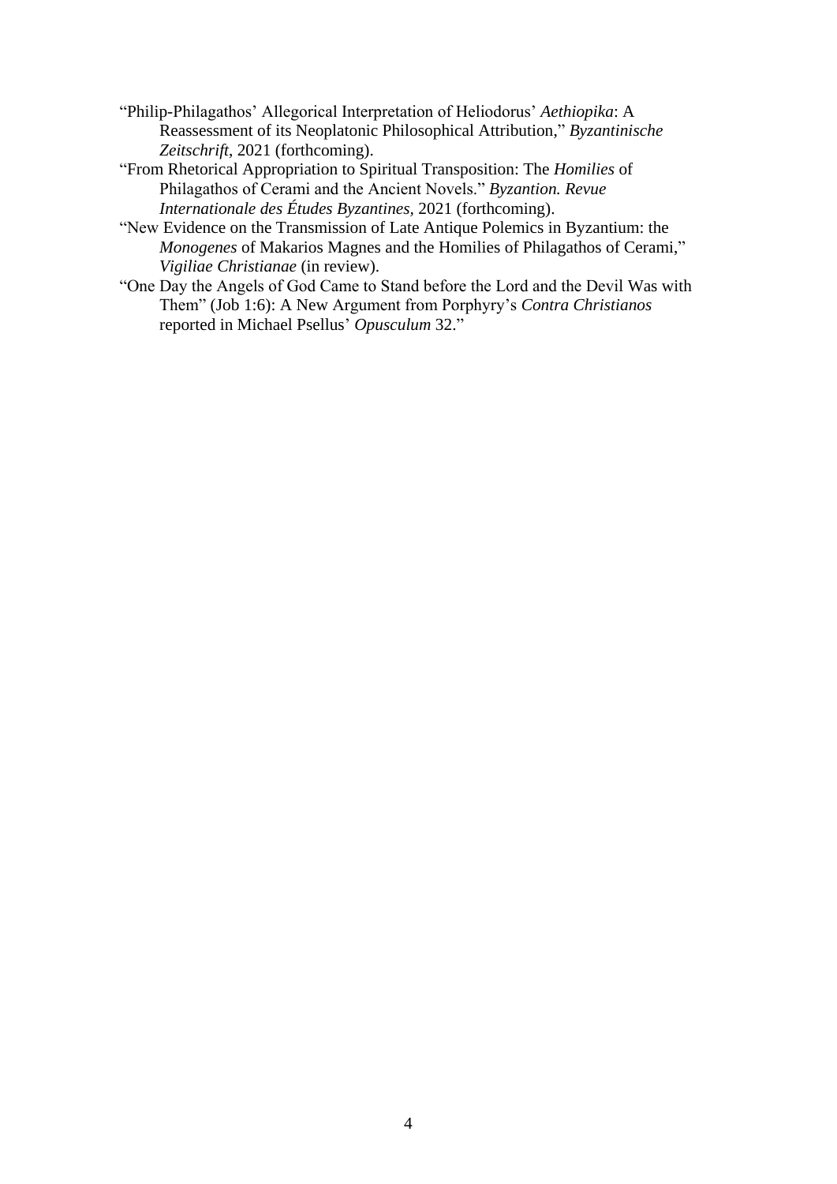"Philip-Philagathos' Allegorical Interpretation of Heliodorus' *Aethiopika*: A Reassessment of its Neoplatonic Philosophical Attribution," *Byzantinische Zeitschrift*, 2021 (forthcoming).

"From Rhetorical Appropriation to Spiritual Transposition: The *Homilies* of Philagathos of Cerami and the Ancient Novels." *Byzantion. Revue Internationale des Études Byzantines*, 2021 (forthcoming).

"New Evidence on the Transmission of Late Antique Polemics in Byzantium: the *Monogenes* of Makarios Magnes and the Homilies of Philagathos of Cerami," *Vigiliae Christianae* (in review).

"One Day the Angels of God Came to Stand before the Lord and the Devil Was with Them" (Job 1:6): A New Argument from Porphyry's *Contra Christianos* reported in Michael Psellus' *Opusculum* 32."